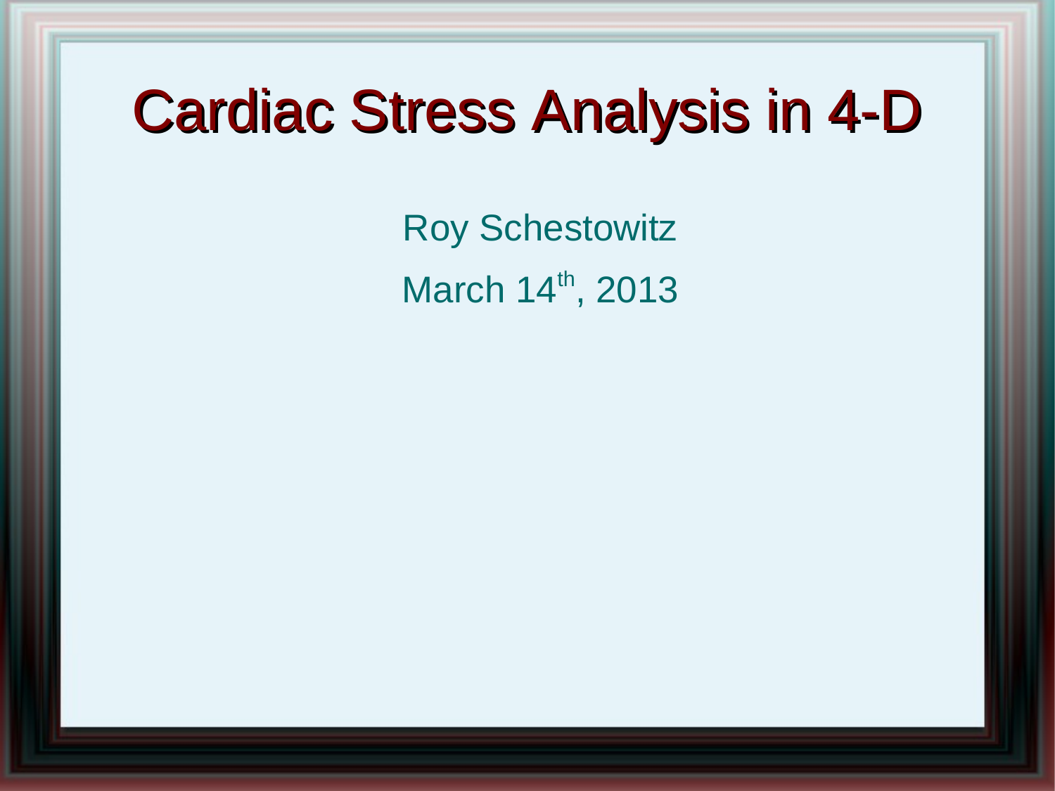# Cardiac Stress Analysis in 4-D

Roy Schestowitz

March 14th, 2013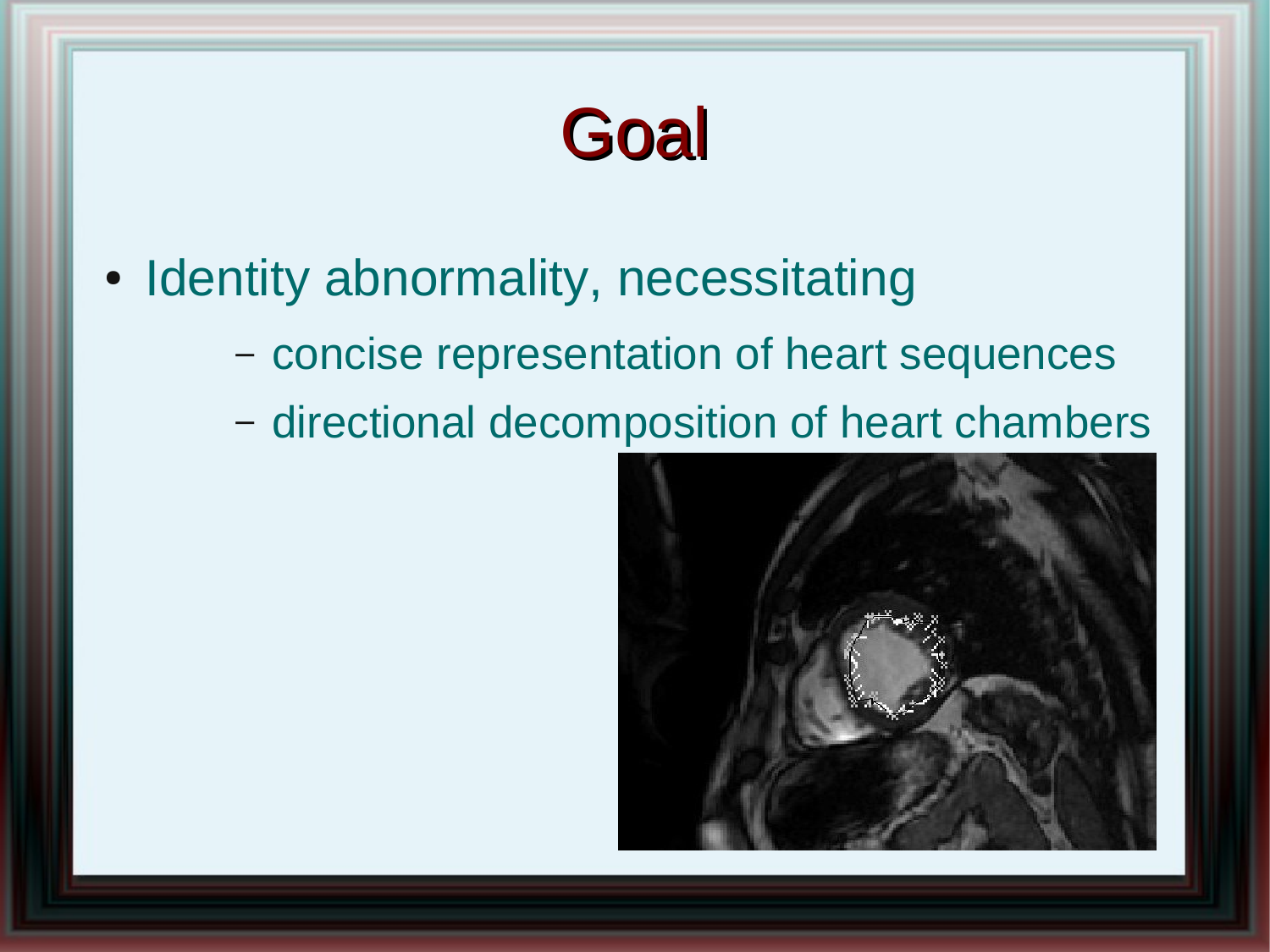# Goal

- Identity abnormality, necessitating
  - concise representation of heart sequences
  - directional decomposition of heart chambers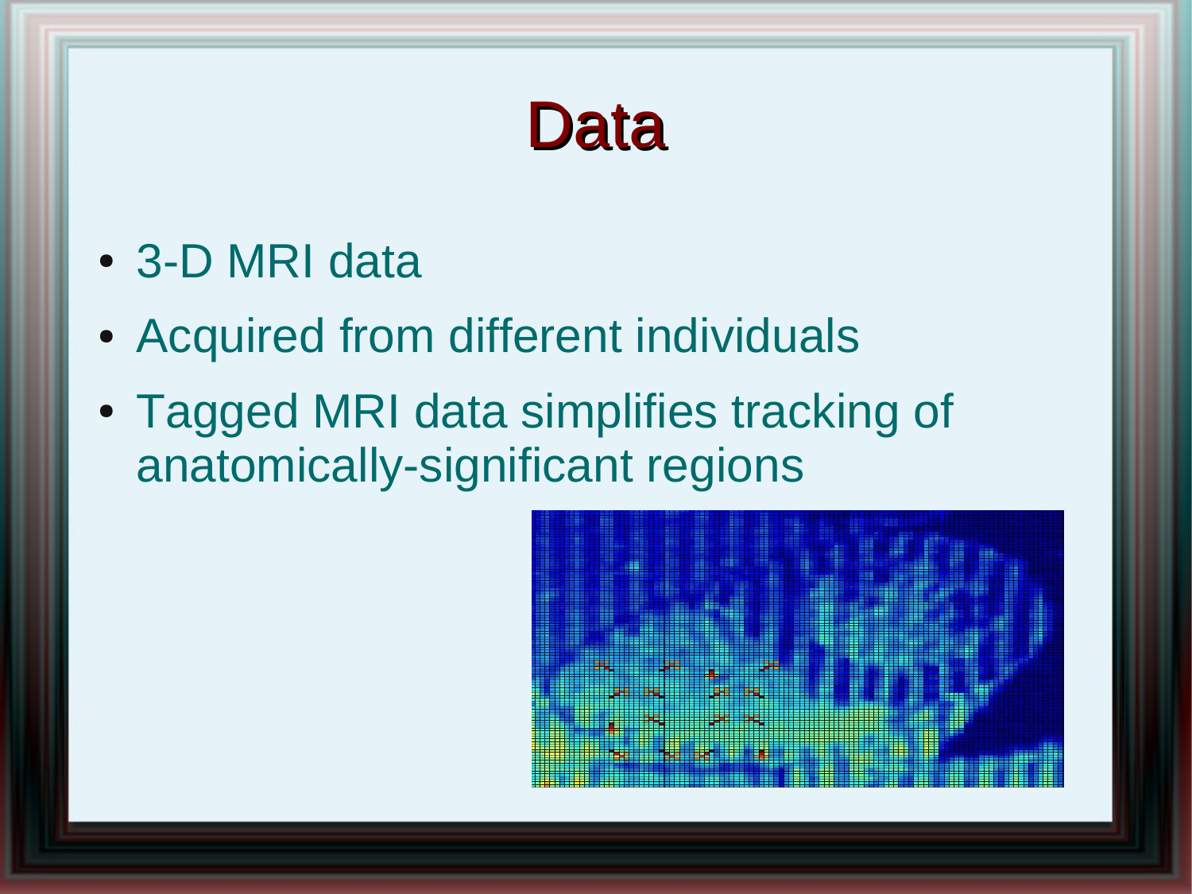# Data

- 3-D MRI data
- Acquired from different individuals
- Tagged MRI data simplifies tracking of anatomically-significant regions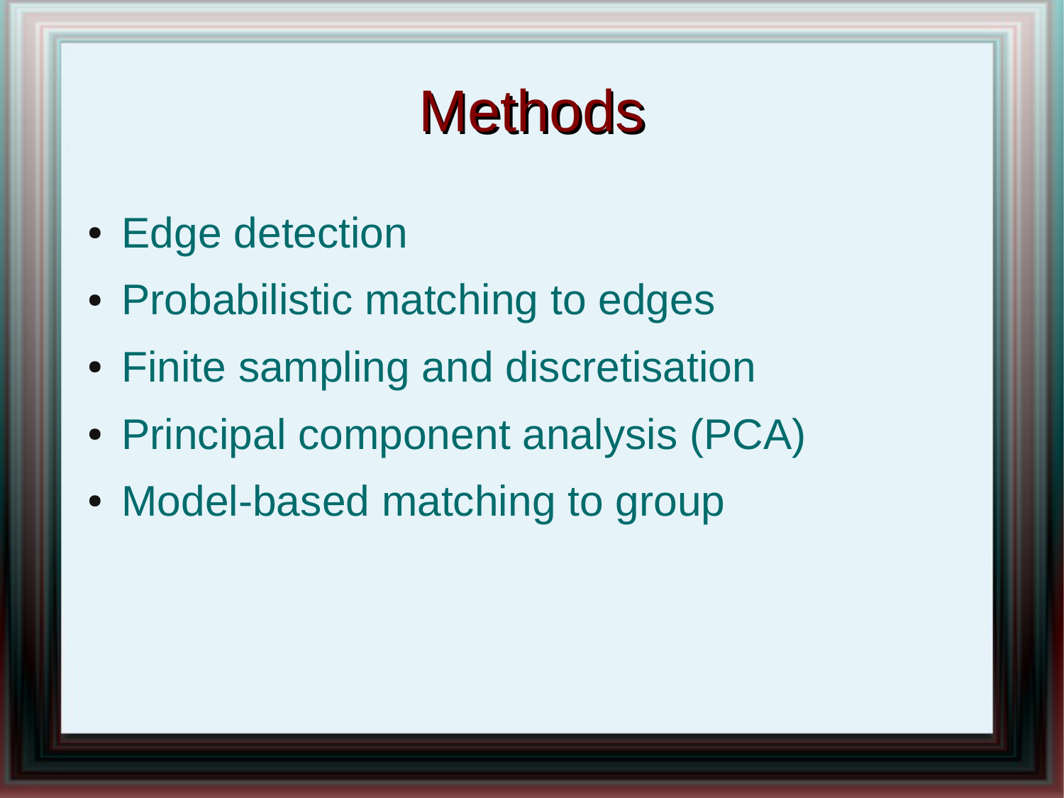# Methods

- Edge detection
- Probabilistic matching to edges
- Finite sampling and discretisation
- Principal component analysis (PCA)
- Model-based matching to group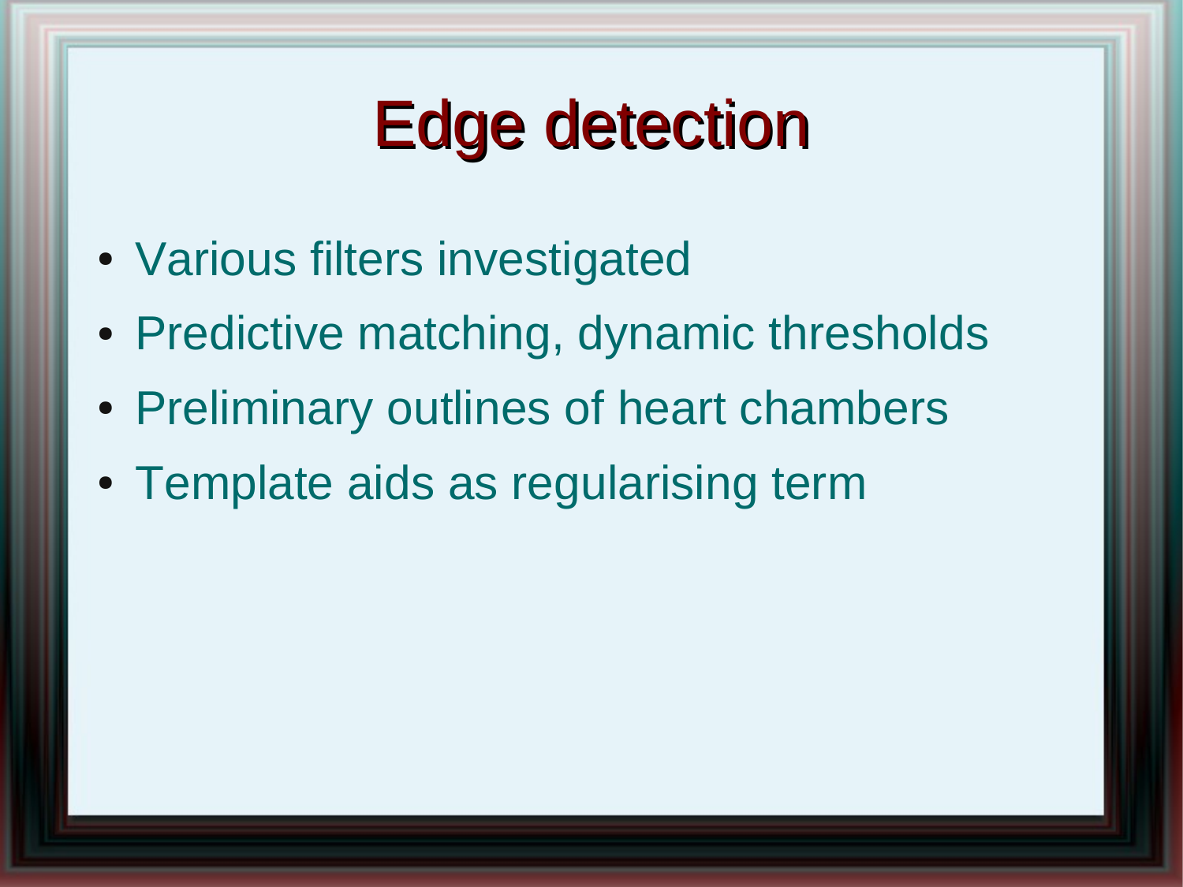# Edge detection

- Various filters investigated
- Predictive matching, dynamic thresholds
- Preliminary outlines of heart chambers
- Template aids as regularising term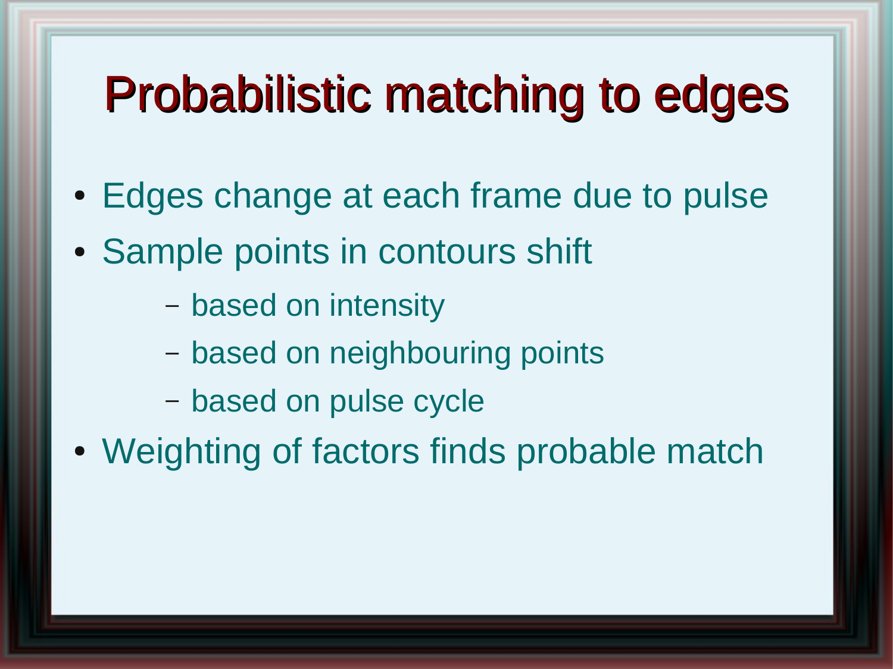# Probabilistic matching to edges

- Edges change at each frame due to pulse
- Sample points in contours shift
  - based on intensity
  - based on neighbouring points
  - based on pulse cycle
- Weighting of factors finds probable match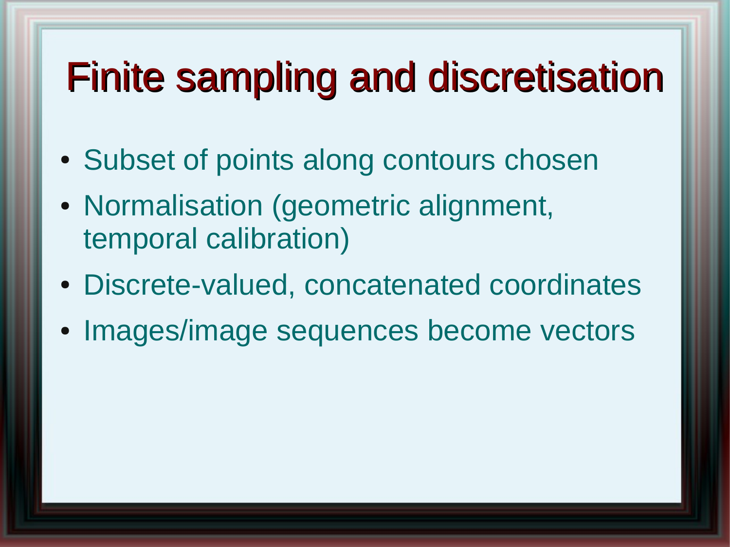# Finite sampling and discretisation

- Subset of points along contours chosen
- Normalisation (geometric alignment, temporal calibration)
- Discrete-valued, concatenated coordinates
- Images/image sequences become vectors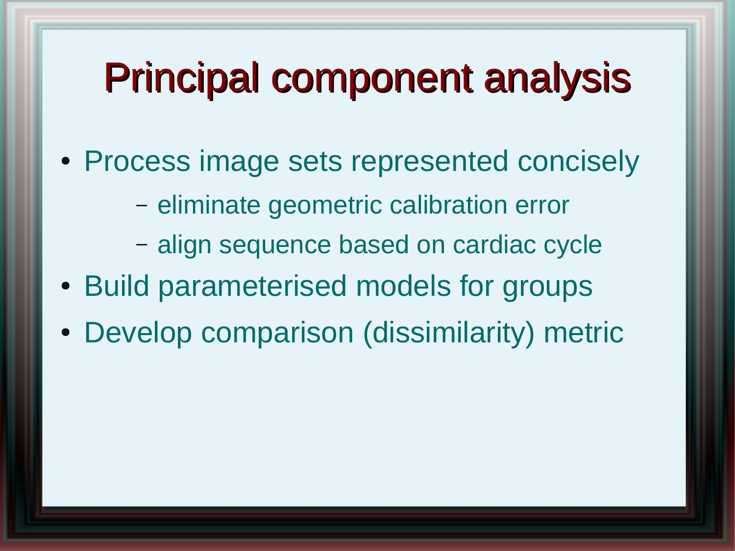# Principal component analysis

- Process image sets represented concisely
  - eliminate geometric calibration error
  - align sequence based on cardiac cycle
- Build parameterised models for groups
- Develop comparison (dissimilarity) metric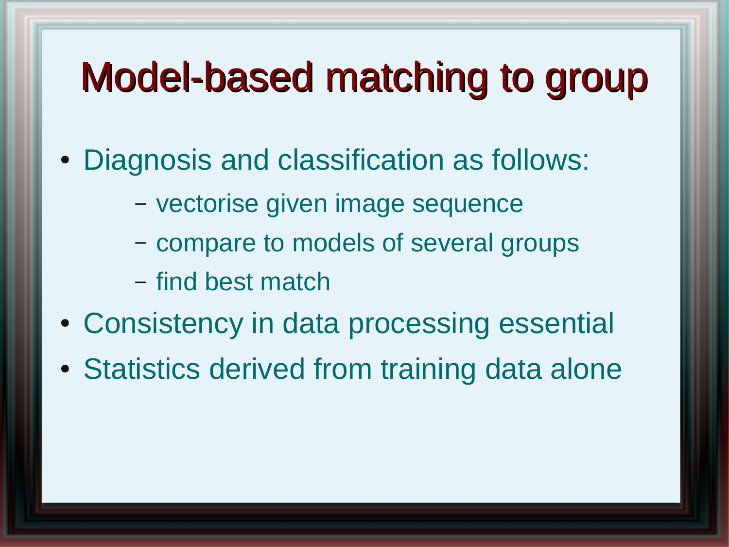# Model-based matching to group

- Diagnosis and classification as follows:
  - vectorise given image sequence
  - compare to models of several groups
  - find best match
- Consistency in data processing essential
- Statistics derived from training data alone